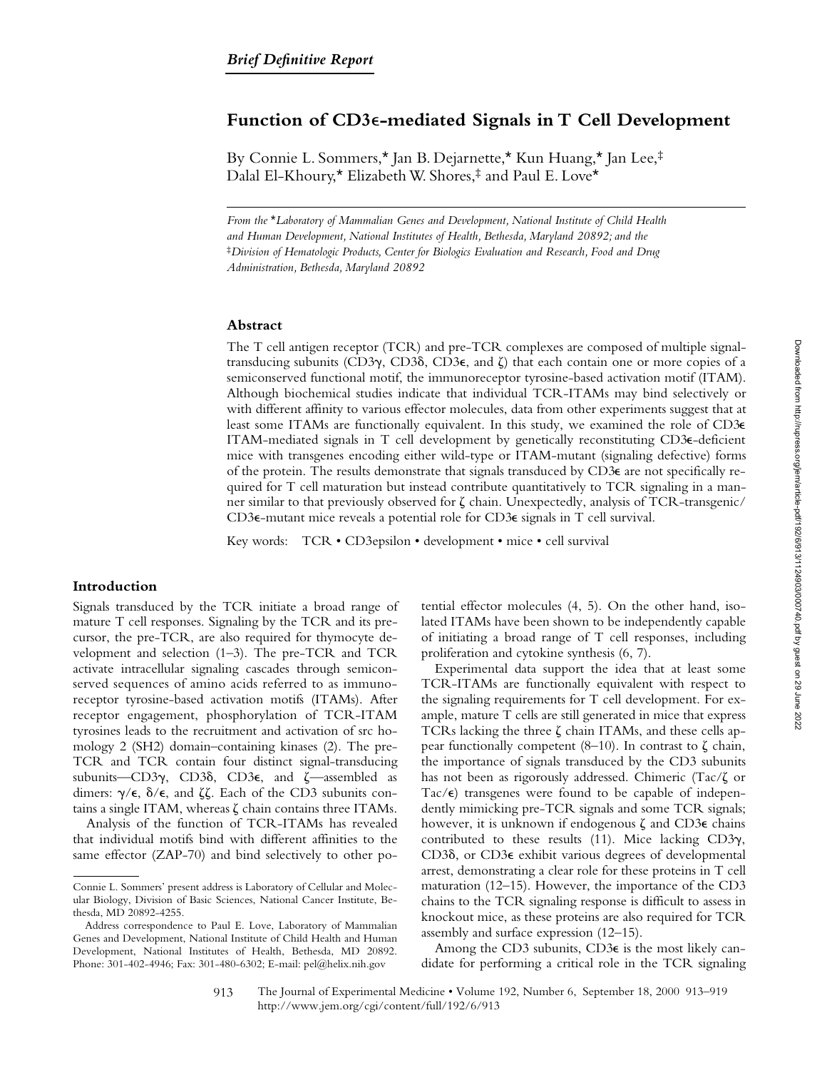*Brief Definitive Report*

# Function of CD3ε-mediated Signals in T Cell Development

By Connie L. Sommers,* Jan B. Dejarnette,* Kun Huang,* Jan Lee,‡ Dalal El-Khoury,* Elizabeth W. Shores,‡ and Paul E. Love*

*From the *Laboratory of Mammalian Genes and Development, National Institute of Child Health and Human Development, National Institutes of Health, Bethesda, Maryland 20892; and the ‡Division of Hematologic Products, Center for Biologics Evaluation and Research, Food and Drug Administration, Bethesda, Maryland 20892*

## Abstract

The T cell antigen receptor (TCR) and pre-TCR complexes are composed of multiple signal-transducing subunits (CD3γ, CD3δ, CD3ε, and ζ) that each contain one or more copies of a semiconserved functional motif, the immunoreceptor tyrosine-based activation motif (ITAM). Although biochemical studies indicate that individual TCR-ITAMs may bind selectively or with different affinity to various effector molecules, data from other experiments suggest that at least some ITAMs are functionally equivalent. In this study, we examined the role of CD3ε ITAM-mediated signals in T cell development by genetically reconstituting CD3ε-deficient mice with transgenes encoding either wild-type or ITAM-mutant (signaling defective) forms of the protein. The results demonstrate that signals transduced by CD3ε are not specifically required for T cell maturation but instead contribute quantitatively to TCR signaling in a manner similar to that previously observed for ζ chain. Unexpectedly, analysis of TCR-transgenic/CD3ε-mutant mice reveals a potential role for CD3ε signals in T cell survival.

Key words: TCR • CD3epsilon • development • mice • cell survival

## Introduction

Signals transduced by the TCR initiate a broad range of mature T cell responses. Signaling by the TCR and its precursor, the pre-TCR, are also required for thymocyte development and selection (1–3). The pre-TCR and TCR activate intracellular signaling cascades through semiconserved sequences of amino acids referred to as immunoreceptor tyrosine-based activation motifs (ITAMs). After receptor engagement, phosphorylation of TCR-ITAM tyrosines leads to the recruitment and activation of src homology 2 (SH2) domain–containing kinases (2). The pre-TCR and TCR contain four distinct signal-transducing subunits—CD3γ, CD3δ, CD3ε, and ζ—assembled as dimers: γ/ε, δ/ε, and ζζ. Each of the CD3 subunits contains a single ITAM, whereas ζ chain contains three ITAMs.

Analysis of the function of TCR-ITAMs has revealed that individual motifs bind with different affinities to the same effector (ZAP-70) and bind selectively to other potential effector molecules (4, 5). On the other hand, isolated ITAMs have been shown to be independently capable of initiating a broad range of T cell responses, including proliferation and cytokine synthesis (6, 7).

Experimental data support the idea that at least some TCR-ITAMs are functionally equivalent with respect to the signaling requirements for T cell development. For example, mature T cells are still generated in mice that express TCRs lacking the three ζ chain ITAMs, and these cells appear functionally competent (8–10). In contrast to ζ chain, the importance of signals transduced by the CD3 subunits has not been as rigorously addressed. Chimeric (Tac/ζ or Tac/ε) transgenes were found to be capable of independently mimicking pre-TCR signals and some TCR signals; however, it is unknown if endogenous ζ and CD3ε chains contributed to these results (11). Mice lacking CD3γ, CD3δ, or CD3ε exhibit various degrees of developmental arrest, demonstrating a clear role for these proteins in T cell maturation (12–15). However, the importance of the CD3 chains to the TCR signaling response is difficult to assess in knockout mice, as these proteins are also required for TCR assembly and surface expression (12–15).

Among the CD3 subunits, CD3ε is the most likely candidate for performing a critical role in the TCR signaling

---

Connie L. Sommers' present address is Laboratory of Cellular and Molecular Biology, Division of Basic Sciences, National Cancer Institute, Bethesda, MD 20892-4255.

Address correspondence to Paul E. Love, Laboratory of Mammalian Genes and Development, National Institute of Child Health and Human Development, National Institutes of Health, Bethesda, MD 20892. Phone: 301-402-4946; Fax: 301-480-6302; E-mail: pel@helix.nih.gov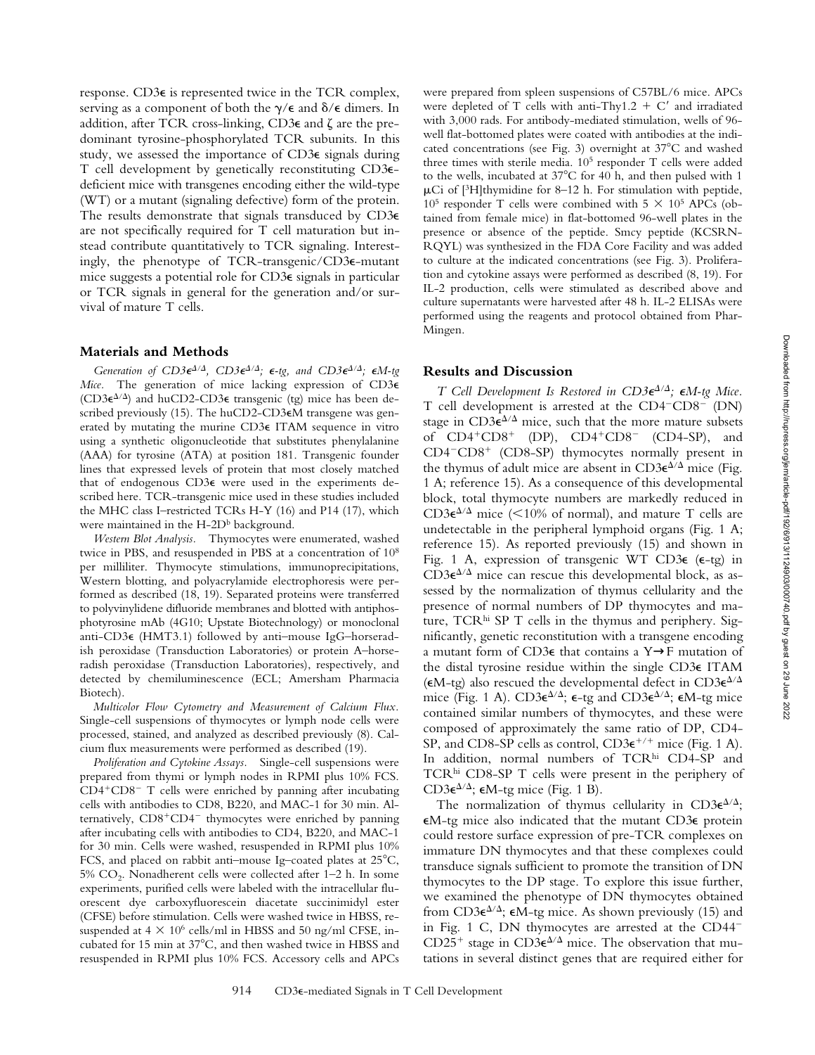response. CD3ε is represented twice in the TCR complex, serving as a component of both the γ/ε and δ/ε dimers. In addition, after TCR cross-linking, CD3ε and ζ are the predominant tyrosine-phosphorylated TCR subunits. In this study, we assessed the importance of CD3ε signals during T cell development by genetically reconstituting CD3ε-deficient mice with transgenes encoding either the wild-type (WT) or a mutant (signaling defective) form of the protein. The results demonstrate that signals transduced by CD3ε are not specifically required for T cell maturation but instead contribute quantitatively to TCR signaling. Interestingly, the phenotype of TCR-transgenic/CD3ε-mutant mice suggests a potential role for CD3ε signals in particular or TCR signals in general for the generation and/or survival of mature T cells.

## Materials and Methods

*Generation of CD3ε$^{Δ/Δ}$, CD3ε$^{Δ/Δ}$; ε-tg, and CD3ε$^{Δ/Δ}$; εM-tg Mice.* The generation of mice lacking expression of CD3ε (CD3ε$^{Δ/Δ}$) and huCD2-CD3ε transgenic (tg) mice has been described previously (15). The huCD2-CD3εM transgene was generated by mutating the murine CD3ε ITAM sequence in vitro using a synthetic oligonucleotide that substitutes phenylalanine (AAA) for tyrosine (ATA) at position 181. Transgenic founder lines that expressed levels of protein that most closely matched that of endogenous CD3ε were used in the experiments described here. TCR-transgenic mice used in these studies included the MHC class I–restricted TCRs H-Y (16) and P14 (17), which were maintained in the H-2D$^b$ background.

*Western Blot Analysis.* Thymocytes were enumerated, washed twice in PBS, and resuspended in PBS at a concentration of $10^8$ per milliliter. Thymocyte stimulations, immunoprecipitations, Western blotting, and polyacrylamide electrophoresis were performed as described (18, 19). Separated proteins were transferred to polyvinylidene difluoride membranes and blotted with antiphosphotyrosine mAb (4G10; Upstate Biotechnology) or monoclonal anti-CD3ε (HMT3.1) followed by anti–mouse IgG–horseradish peroxidase (Transduction Laboratories) or protein A–horseradish peroxidase (Transduction Laboratories), respectively, and detected by chemiluminescence (ECL; Amersham Pharmacia Biotech).

*Multicolor Flow Cytometry and Measurement of Calcium Flux.* Single-cell suspensions of thymocytes or lymph node cells were processed, stained, and analyzed as described previously (8). Calcium flux measurements were performed as described (19).

*Proliferation and Cytokine Assays.* Single-cell suspensions were prepared from thymi or lymph nodes in RPMI plus 10% FCS. CD4$^+$CD8$^-$ T cells were enriched by panning after incubating cells with antibodies to CD8, B220, and MAC-1 for 30 min. Alternatively, CD8$^+$CD4$^-$ thymocytes were enriched by panning after incubating cells with antibodies to CD4, B220, and MAC-1 for 30 min. Cells were washed, resuspended in RPMI plus 10% FCS, and placed on rabbit anti–mouse Ig–coated plates at 25°C, 5% $CO_2$. Nonadherent cells were collected after 1–2 h. In some experiments, purified cells were labeled with the intracellular fluorescent dye carboxyfluorescein diacetate succinimidyl ester (CFSE) before stimulation. Cells were washed twice in HBSS, resuspended at $4 \times 10^6$ cells/ml in HBSS and 50 ng/ml CFSE, incubated for 15 min at 37°C, and then washed twice in HBSS and resuspended in RPMI plus 10% FCS. Accessory cells and APCs were prepared from spleen suspensions of C57BL/6 mice. APCs were depleted of T cells with anti-Thy1.2 + C′ and irradiated with 3,000 rads. For antibody-mediated stimulation, wells of 96-well flat-bottomed plates were coated with antibodies at the indicated concentrations (see Fig. 3) overnight at 37°C and washed three times with sterile media. $10^5$ responder T cells were added to the wells, incubated at 37°C for 40 h, and then pulsed with 1 μCi of [$^3$H]thymidine for 8–12 h. For stimulation with peptide, $10^5$ responder T cells were combined with $5 \times 10^5$ APCs (obtained from female mice) in flat-bottomed 96-well plates in the presence or absence of the peptide. Smcy peptide (KCSRNRQYL) was synthesized in the FDA Core Facility and was added to culture at the indicated concentrations (see Fig. 3). Proliferation and cytokine assays were performed as described (8, 19). For IL-2 production, cells were stimulated as described above and culture supernatants were harvested after 48 h. IL-2 ELISAs were performed using the reagents and protocol obtained from PharMingen.

## Results and Discussion

*T Cell Development Is Restored in CD3ε$^{Δ/Δ}$; εM-tg Mice.* T cell development is arrested at the CD4$^-$CD8$^-$ (DN) stage in CD3ε$^{Δ/Δ}$ mice, such that the more mature subsets of CD4$^+$CD8$^+$ (DP), CD4$^+$CD8$^-$ (CD4-SP), and CD4$^-$CD8$^+$ (CD8-SP) thymocytes normally present in the thymus of adult mice are absent in CD3ε$^{Δ/Δ}$ mice (Fig. 1 A; reference 15). As a consequence of this developmental block, total thymocyte numbers are markedly reduced in CD3ε$^{Δ/Δ}$ mice (<10% of normal), and mature T cells are undetectable in the peripheral lymphoid organs (Fig. 1 A; reference 15). As reported previously (15) and shown in Fig. 1 A, expression of transgenic WT CD3ε (ε-tg) in CD3ε$^{Δ/Δ}$ mice can rescue this developmental block, as assessed by the normalization of thymus cellularity and the presence of normal numbers of DP thymocytes and mature, TCR$^{hi}$ SP T cells in the thymus and periphery. Significantly, genetic reconstitution with a transgene encoding a mutant form of CD3ε that contains a Y→F mutation of the distal tyrosine residue within the single CD3ε ITAM (εM-tg) also rescued the developmental defect in CD3ε$^{Δ/Δ}$ mice (Fig. 1 A). CD3ε$^{Δ/Δ}$; ε-tg and CD3ε$^{Δ/Δ}$; εM-tg mice contained similar numbers of thymocytes, and these were composed of approximately the same ratio of DP, CD4-SP, and CD8-SP cells as control, CD3ε$^{+/+}$ mice (Fig. 1 A). In addition, normal numbers of TCR$^{hi}$ CD4-SP and TCR$^{hi}$ CD8-SP T cells were present in the periphery of CD3ε$^{Δ/Δ}$; εM-tg mice (Fig. 1 B).

The normalization of thymus cellularity in CD3ε$^{Δ/Δ}$; εM-tg mice also indicated that the mutant CD3ε protein could restore surface expression of pre-TCR complexes on immature DN thymocytes and that these complexes could transduce signals sufficient to promote the transition of DN thymocytes to the DP stage. To explore this issue further, we examined the phenotype of DN thymocytes obtained from CD3ε$^{Δ/Δ}$; εM-tg mice. As shown previously (15) and in Fig. 1 C, DN thymocytes are arrested at the CD44$^-$ CD25$^+$ stage in CD3ε$^{Δ/Δ}$ mice. The observation that mutations in several distinct genes that are required either for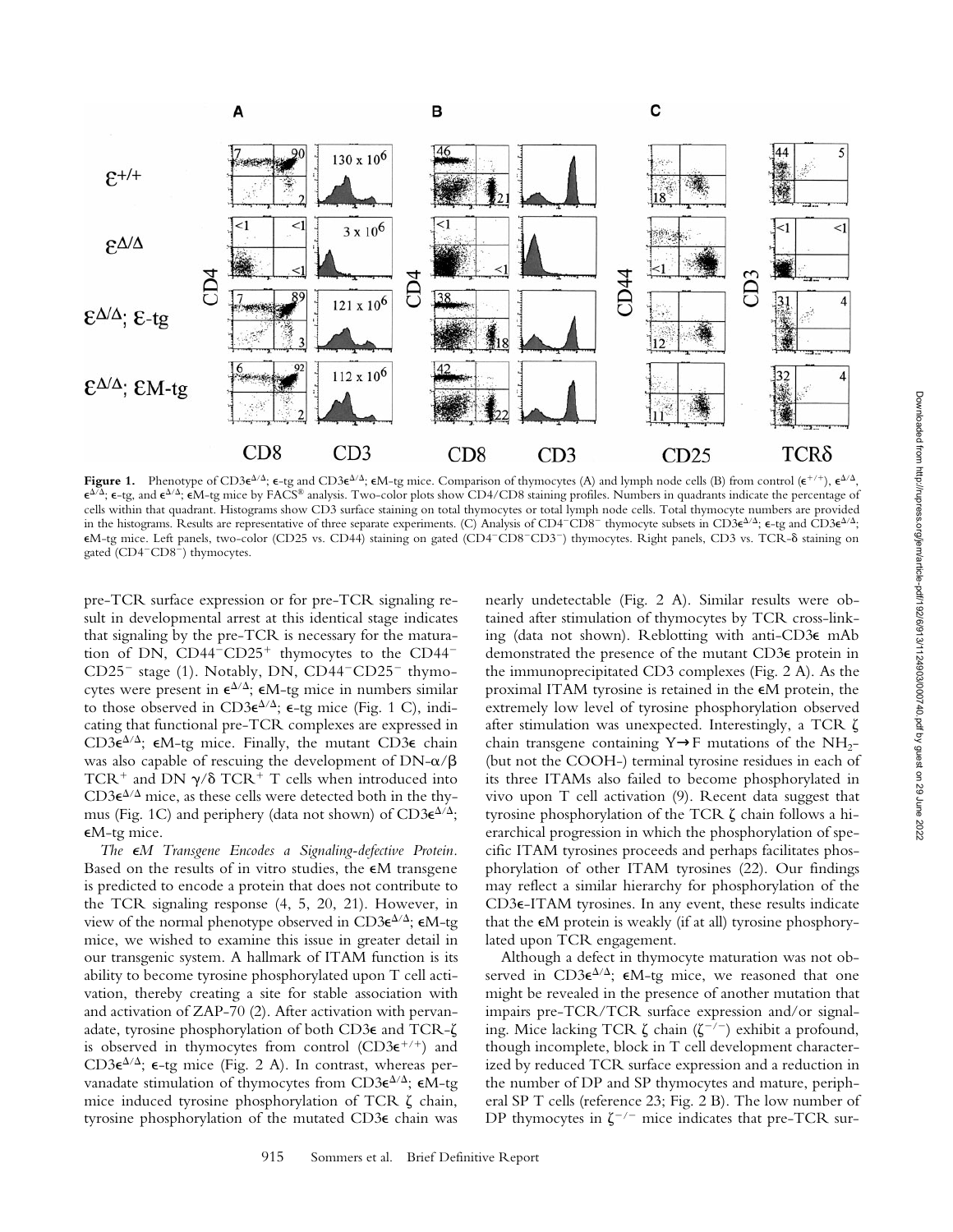**Figure 1.** Phenotype of CD3$\epsilon^{\Delta/\Delta}$; $\epsilon$-tg and CD3$\epsilon^{\Delta/\Delta}$; $\epsilon$M-tg mice. Comparison of thymocytes (A) and lymph node cells (B) from control ($\epsilon^{+/+}$), $\epsilon^{\Delta/\Delta}$, $\epsilon^{\Delta/\Delta}$; $\epsilon$-tg, and $\epsilon^{\Delta/\Delta}$; $\epsilon$M-tg mice by FACS® analysis. Two-color plots show CD4/CD8 staining profiles. Numbers in quadrants indicate the percentage of cells within that quadrant. Histograms show CD3 surface staining on total thymocytes or total lymph node cells. Total thymocyte numbers are provided in the histograms. Results are representative of three separate experiments. (C) Analysis of CD4$^-$CD8$^-$ thymocyte subsets in CD3$\epsilon^{\Delta/\Delta}$; $\epsilon$-tg and CD3$\epsilon^{\Delta/\Delta}$; $\epsilon$M-tg mice. Left panels, two-color (CD25 vs. CD44) staining on gated (CD4$^-$CD8$^-$CD3$^-$) thymocytes. Right panels, CD3 vs. TCR-$\delta$ staining on gated (CD4$^-$CD8$^-$) thymocytes.

pre-TCR surface expression or for pre-TCR signaling result in developmental arrest at this identical stage indicates that signaling by the pre-TCR is necessary for the maturation of DN, CD44$^-$CD25$^+$ thymocytes to the CD44$^-$CD25$^-$ stage (1). Notably, DN, CD44$^-$CD25$^-$ thymocytes were present in $\epsilon^{\Delta/\Delta}$; $\epsilon$M-tg mice in numbers similar to those observed in CD3$\epsilon^{\Delta/\Delta}$; $\epsilon$-tg mice (Fig. 1 C), indicating that functional pre-TCR complexes are expressed in CD3$\epsilon^{\Delta/\Delta}$; $\epsilon$M-tg mice. Finally, the mutant CD3$\epsilon$ chain was also capable of rescuing the development of DN-$\alpha/\beta$ TCR$^+$ and DN $\gamma/\delta$ TCR$^+$ T cells when introduced into CD3$\epsilon^{\Delta/\Delta}$ mice, as these cells were detected both in the thymus (Fig. 1C) and periphery (data not shown) of CD3$\epsilon^{\Delta/\Delta}$; $\epsilon$M-tg mice.

*The $\epsilon$M Transgene Encodes a Signaling-defective Protein.* Based on the results of in vitro studies, the $\epsilon$M transgene is predicted to encode a protein that does not contribute to the TCR signaling response (4, 5, 20, 21). However, in view of the normal phenotype observed in CD3$\epsilon^{\Delta/\Delta}$; $\epsilon$M-tg mice, we wished to examine this issue in greater detail in our transgenic system. A hallmark of ITAM function is its ability to become tyrosine phosphorylated upon T cell activation, thereby creating a site for stable association with and activation of ZAP-70 (2). After activation with pervanadate, tyrosine phosphorylation of both CD3$\epsilon$ and TCR-$\zeta$ is observed in thymocytes from control (CD3$\epsilon^{+/+}$) and CD3$\epsilon^{\Delta/\Delta}$; $\epsilon$-tg mice (Fig. 2 A). In contrast, whereas pervanadate stimulation of thymocytes from CD3$\epsilon^{\Delta/\Delta}$; $\epsilon$M-tg mice induced tyrosine phosphorylation of TCR $\zeta$ chain, tyrosine phosphorylation of the mutated CD3$\epsilon$ chain was nearly undetectable (Fig. 2 A). Similar results were obtained after stimulation of thymocytes by TCR cross-linking (data not shown). Reblotting with anti-CD3$\epsilon$ mAb demonstrated the presence of the mutant CD3$\epsilon$ protein in the immunoprecipitated CD3 complexes (Fig. 2 A). As the proximal ITAM tyrosine is retained in the $\epsilon$M protein, the extremely low level of tyrosine phosphorylation observed after stimulation was unexpected. Interestingly, a TCR $\zeta$ chain transgene containing Y$\rightarrow$F mutations of the $NH_2$- (but not the COOH-) terminal tyrosine residues in each of its three ITAMs also failed to become phosphorylated in vivo upon T cell activation (9). Recent data suggest that tyrosine phosphorylation of the TCR $\zeta$ chain follows a hierarchical progression in which the phosphorylation of specific ITAM tyrosines proceeds and perhaps facilitates phosphorylation of other ITAM tyrosines (22). Our findings may reflect a similar hierarchy for phosphorylation of the CD3$\epsilon$-ITAM tyrosines. In any event, these results indicate that the $\epsilon$M protein is weakly (if at all) tyrosine phosphorylated upon TCR engagement.

Although a defect in thymocyte maturation was not observed in CD3$\epsilon^{\Delta/\Delta}$; $\epsilon$M-tg mice, we reasoned that one might be revealed in the presence of another mutation that impairs pre-TCR/TCR surface expression and/or signaling. Mice lacking TCR $\zeta$ chain ($\zeta^{-/-}$) exhibit a profound, though incomplete, block in T cell development characterized by reduced TCR surface expression and a reduction in the number of DP and SP thymocytes and mature, peripheral SP T cells (reference 23; Fig. 2 B). The low number of DP thymocytes in $\zeta^{-/-}$ mice indicates that pre-TCR sur-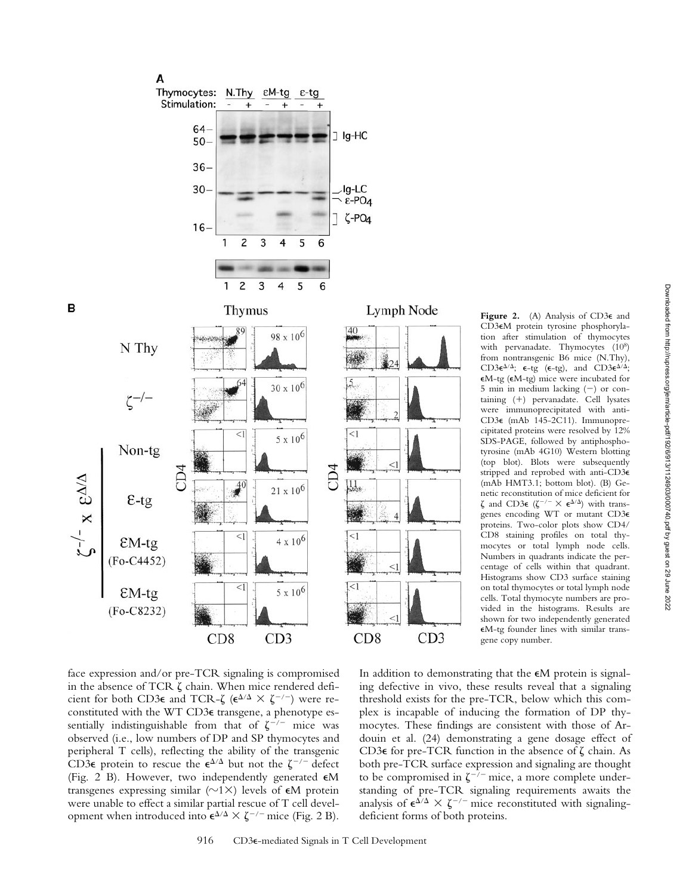**Figure 2.** (A) Analysis of CD3ε and CD3εM protein tyrosine phosphorylation after stimulation of thymocytes with pervanadate. Thymocytes ($10^8$) from nontransgenic B6 mice (N.Thy), CD3$\epsilon^{\Delta/\Delta}$; ε-tg (ε-tg), and CD3$\epsilon^{\Delta/\Delta}$; εM-tg (εM-tg) mice were incubated for 5 min in medium lacking (−) or containing (+) pervanadate. Cell lysates were immunoprecipitated with anti-CD3ε (mAb 145-2C11). Immunoprecipitated proteins were resolved by 12% SDS-PAGE, followed by antiphosphotyrosine (mAb 4G10) Western blotting (top blot). Blots were subsequently stripped and reprobed with anti-CD3ε (mAb HMT3.1; bottom blot). (B) Genetic reconstitution of mice deficient for ζ and CD3ε ($\zeta^{-/-} \times \epsilon^{\Delta/\Delta}$) with transgenes encoding WT or mutant CD3ε proteins. Two-color plots show CD4/CD8 staining profiles on total thymocytes or total lymph node cells. Numbers in quadrants indicate the percentage of cells within that quadrant. Histograms show CD3 surface staining on total thymocytes or total lymph node cells. Total thymocyte numbers are provided in the histograms. Results are shown for two independently generated εM-tg founder lines with similar transgene copy number.

face expression and/or pre-TCR signaling is compromised in the absence of TCR ζ chain. When mice rendered deficient for both CD3ε and TCR-ζ ($\epsilon^{\Delta/\Delta} \times \zeta^{-/-}$) were reconstituted with the WT CD3ε transgene, a phenotype essentially indistinguishable from that of $\zeta^{-/-}$ mice was observed (i.e., low numbers of DP and SP thymocytes and peripheral T cells), reflecting the ability of the transgenic CD3ε protein to rescue the $\epsilon^{\Delta/\Delta}$ but not the $\zeta^{-/-}$ defect (Fig. 2 B). However, two independently generated εM transgenes expressing similar (~1×) levels of εM protein were unable to effect a similar partial rescue of T cell development when introduced into $\epsilon^{\Delta/\Delta} \times \zeta^{-/-}$ mice (Fig. 2 B). In addition to demonstrating that the εM protein is signaling defective in vivo, these results reveal that a signaling threshold exists for the pre-TCR, below which this complex is incapable of inducing the formation of DP thymocytes. These findings are consistent with those of Ardouin et al. (24) demonstrating a gene dosage effect of CD3ε for pre-TCR function in the absence of ζ chain. As both pre-TCR surface expression and signaling are thought to be compromised in $\zeta^{-/-}$ mice, a more complete understanding of pre-TCR signaling requirements awaits the analysis of $\epsilon^{\Delta/\Delta} \times \zeta^{-/-}$ mice reconstituted with signaling-deficient forms of both proteins.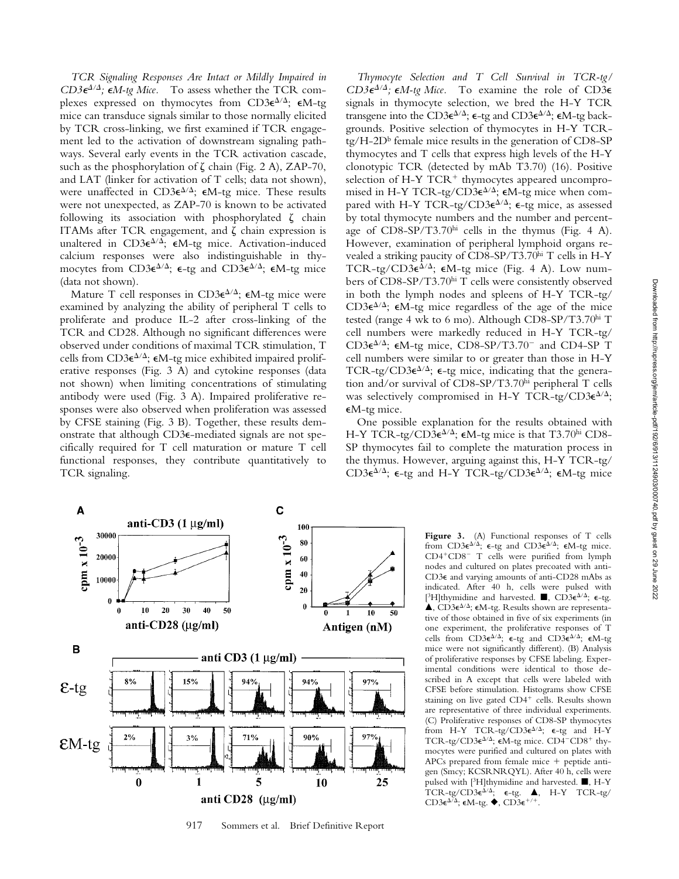*TCR Signaling Responses Are Intact or Mildly Impaired in $CD3\epsilon^{\Delta/\Delta}$; $\epsilon$M-tg Mice.* To assess whether the TCR complexes expressed on thymocytes from $CD3\epsilon^{\Delta/\Delta}$; $\epsilon$M-tg mice can transduce signals similar to those normally elicited by TCR cross-linking, we first examined if TCR engagement led to the activation of downstream signaling pathways. Several early events in the TCR activation cascade, such as the phosphorylation of ζ chain (Fig. 2 A), ZAP-70, and LAT (linker for activation of T cells; data not shown), were unaffected in $CD3\epsilon^{\Delta/\Delta}$; $\epsilon$M-tg mice. These results were not unexpected, as ZAP-70 is known to be activated following its association with phosphorylated ζ chain ITAMs after TCR engagement, and ζ chain expression is unaltered in $CD3\epsilon^{\Delta/\Delta}$; $\epsilon$M-tg mice. Activation-induced calcium responses were also indistinguishable in thymocytes from $CD3\epsilon^{\Delta/\Delta}$; $\epsilon$-tg and $CD3\epsilon^{\Delta/\Delta}$; $\epsilon$M-tg mice (data not shown).

Mature T cell responses in $CD3\epsilon^{\Delta/\Delta}$; $\epsilon$M-tg mice were examined by analyzing the ability of peripheral T cells to proliferate and produce IL-2 after cross-linking of the TCR and CD28. Although no significant differences were observed under conditions of maximal TCR stimulation, T cells from $CD3\epsilon^{\Delta/\Delta}$; $\epsilon$M-tg mice exhibited impaired proliferative responses (Fig. 3 A) and cytokine responses (data not shown) when limiting concentrations of stimulating antibody were used (Fig. 3 A). Impaired proliferative responses were also observed when proliferation was assessed by CFSE staining (Fig. 3 B). Together, these results demonstrate that although CD3ε-mediated signals are not specifically required for T cell maturation or mature T cell functional responses, they contribute quantitatively to TCR signaling.

*Thymocyte Selection and T Cell Survival in TCR-tg/ $CD3\epsilon^{\Delta/\Delta}$; $\epsilon$M-tg Mice.* To examine the role of CD3ε signals in thymocyte selection, we bred the H-Y TCR transgene into the $CD3\epsilon^{\Delta/\Delta}$; $\epsilon$-tg and $CD3\epsilon^{\Delta/\Delta}$; $\epsilon$M-tg backgrounds. Positive selection of thymocytes in H-Y TCR-tg/H-$2D^b$ female mice results in the generation of CD8-SP thymocytes and T cells that express high levels of the H-Y clonotypic TCR (detected by mAb T3.70) (16). Positive selection of H-Y $TCR^+$ thymocytes appeared uncompromised in H-Y TCR-tg/$CD3\epsilon^{\Delta/\Delta}$; $\epsilon$M-tg mice when compared with H-Y TCR-tg/$CD3\epsilon^{\Delta/\Delta}$; $\epsilon$-tg mice, as assessed by total thymocyte numbers and the number and percentage of CD8-SP/$T3.70^{hi}$ cells in the thymus (Fig. 4 A). However, examination of peripheral lymphoid organs revealed a striking paucity of CD8-SP/$T3.70^{hi}$ T cells in H-Y TCR-tg/$CD3\epsilon^{\Delta/\Delta}$; $\epsilon$M-tg mice (Fig. 4 A). Low numbers of CD8-SP/$T3.70^{hi}$ T cells were consistently observed in both the lymph nodes and spleens of H-Y TCR-tg/$CD3\epsilon^{\Delta/\Delta}$; $\epsilon$M-tg mice regardless of the age of the mice tested (range 4 wk to 6 mo). Although CD8-SP/$T3.70^{hi}$ T cell numbers were markedly reduced in H-Y TCR-tg/$CD3\epsilon^{\Delta/\Delta}$; $\epsilon$M-tg mice, CD8-SP/$T3.70^-$ and CD4-SP T cell numbers were similar to or greater than those in H-Y TCR-tg/$CD3\epsilon^{\Delta/\Delta}$; $\epsilon$-tg mice, indicating that the generation and/or survival of CD8-SP/$T3.70^{hi}$ peripheral T cells was selectively compromised in H-Y TCR-tg/$CD3\epsilon^{\Delta/\Delta}$; $\epsilon$M-tg mice.

One possible explanation for the results obtained with H-Y TCR-tg/$CD3\epsilon^{\Delta/\Delta}$; $\epsilon$M-tg mice is that $T3.70^{hi}$ CD8-SP thymocytes fail to complete the maturation process in the thymus. However, arguing against this, H-Y TCR-tg/$CD3\epsilon^{\Delta/\Delta}$; $\epsilon$-tg and H-Y TCR-tg/$CD3\epsilon^{\Delta/\Delta}$; $\epsilon$M-tg mice

**Figure 3.** (A) Functional responses of T cells from $CD3\epsilon^{\Delta/\Delta}$; $\epsilon$-tg and $CD3\epsilon^{\Delta/\Delta}$; $\epsilon$M-tg mice. $CD4^+CD8^-$ T cells were purified from lymph nodes and cultured on plates precoated with anti-CD3ε and varying amounts of anti-CD28 mAbs as indicated. After 40 h, cells were pulsed with [$^3$H]thymidine and harvested. ■, $CD3\epsilon^{\Delta/\Delta}$; $\epsilon$-tg. ▲, $CD3\epsilon^{\Delta/\Delta}$; $\epsilon$M-tg. Results shown are representative of those obtained in five of six experiments (in one experiment, the proliferative responses of T cells from $CD3\epsilon^{\Delta/\Delta}$; $\epsilon$-tg and $CD3\epsilon^{\Delta/\Delta}$; $\epsilon$M-tg mice were not significantly different). (B) Analysis of proliferative responses by CFSE labeling. Experimental conditions were identical to those described in A except that cells were labeled with CFSE before stimulation. Histograms show CFSE staining on live gated $CD4^+$ cells. Results shown are representative of three individual experiments. (C) Proliferative responses of CD8-SP thymocytes from H-Y TCR-tg/$CD3\epsilon^{\Delta/\Delta}$; $\epsilon$-tg and H-Y TCR-tg/$CD3\epsilon^{\Delta/\Delta}$; $\epsilon$M-tg mice. $CD4^-CD8^+$ thymocytes were purified and cultured on plates with APCs prepared from female mice + peptide antigen (Smcy; KCSRNRQYL). After 40 h, cells were pulsed with [$^3$H]thymidine and harvested. ■, H-Y TCR-tg/$CD3\epsilon^{\Delta/\Delta}$; $\epsilon$-tg. ▲, H-Y TCR-tg/$CD3\epsilon^{\Delta/\Delta}$; $\epsilon$M-tg. ◆, $CD3\epsilon^{+/+}$.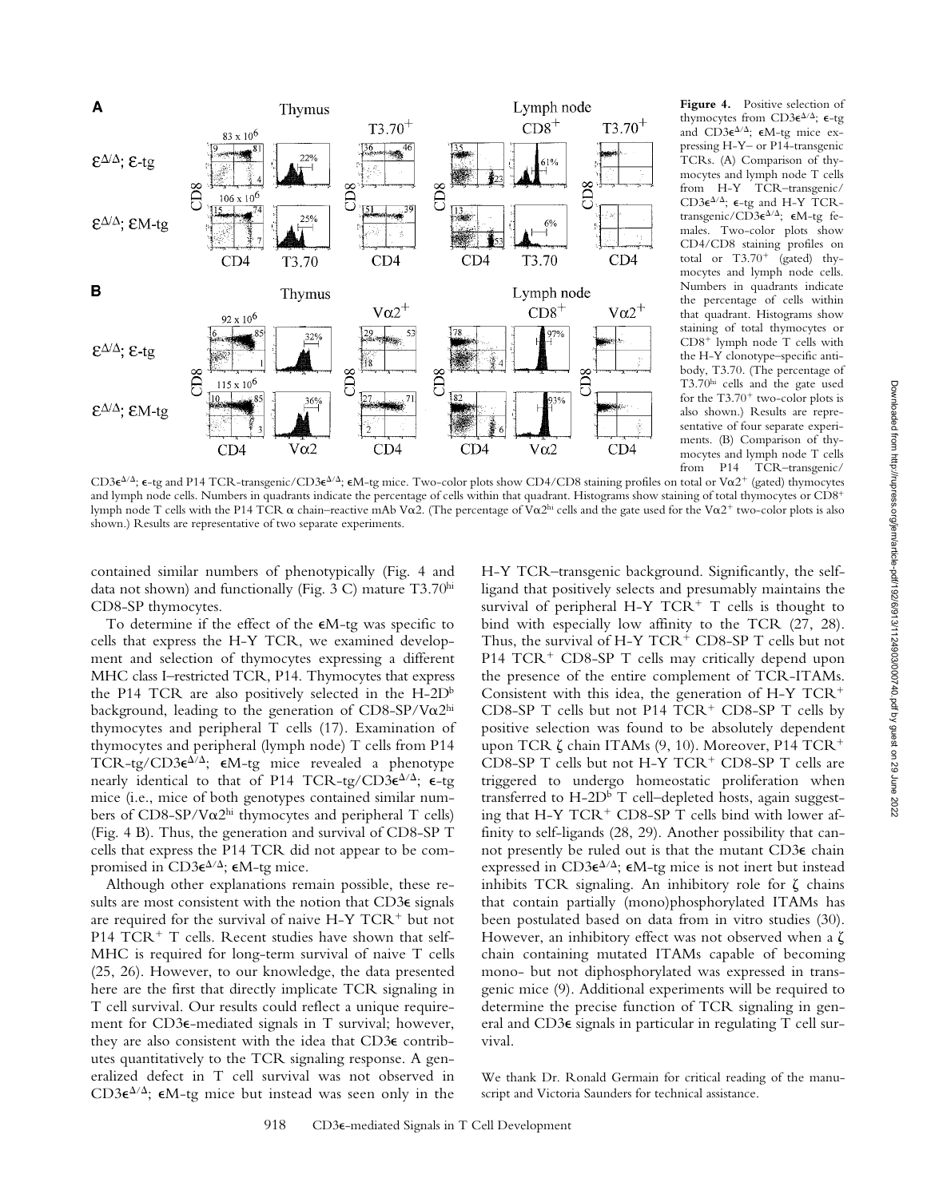**Figure 4.** Positive selection of thymocytes from CD3ε$^{\Delta/\Delta}$; ε-tg and CD3ε$^{\Delta/\Delta}$; εM-tg mice expressing H-Y– or P14-transgenic TCRs. (A) Comparison of thymocytes and lymph node T cells from H-Y TCR–transgenic/CD3ε$^{\Delta/\Delta}$; ε-tg and H-Y TCR-transgenic/CD3ε$^{\Delta/\Delta}$; εM-tg females. Two-color plots show CD4/CD8 staining profiles on total or T3.70$^{+}$ (gated) thymocytes and lymph node cells. Numbers in quadrants indicate the percentage of cells within that quadrant. Histograms show staining of total thymocytes or CD8$^{+}$ lymph node T cells with the H-Y clonotype–specific antibody, T3.70. (The percentage of T3.70$^{hi}$ cells and the gate used for the T3.70$^{+}$ two-color plots is also shown.) Results are representative of four separate experiments. (B) Comparison of thymocytes and lymph node T cells from P14 TCR–transgenic/CD3ε$^{\Delta/\Delta}$; ε-tg and P14 TCR-transgenic/CD3ε$^{\Delta/\Delta}$; εM-tg mice. Two-color plots show CD4/CD8 staining profiles on total or Vα2$^{+}$ (gated) thymocytes and lymph node cells. Numbers in quadrants indicate the percentage of cells within that quadrant. Histograms show staining of total thymocytes or CD8$^{+}$ lymph node T cells with the P14 TCR α chain–reactive mAb Vα2. (The percentage of Vα2$^{hi}$ cells and the gate used for the Vα2$^{+}$ two-color plots is also shown.) Results are representative of two separate experiments.

contained similar numbers of phenotypically (Fig. 4 and data not shown) and functionally (Fig. 3 C) mature T3.70$^{hi}$ CD8-SP thymocytes.

To determine if the effect of the εM-tg was specific to cells that express the H-Y TCR, we examined development and selection of thymocytes expressing a different MHC class I–restricted TCR, P14. Thymocytes that express the P14 TCR are also positively selected in the H-2D$^{b}$ background, leading to the generation of CD8-SP/Vα2$^{hi}$ thymocytes and peripheral T cells (17). Examination of thymocytes and peripheral (lymph node) T cells from P14 TCR-tg/CD3ε$^{\Delta/\Delta}$; εM-tg mice revealed a phenotype nearly identical to that of P14 TCR-tg/CD3ε$^{\Delta/\Delta}$; ε-tg mice (i.e., mice of both genotypes contained similar numbers of CD8-SP/Vα2$^{hi}$ thymocytes and peripheral T cells) (Fig. 4 B). Thus, the generation and survival of CD8-SP T cells that express the P14 TCR did not appear to be compromised in CD3ε$^{\Delta/\Delta}$; εM-tg mice.

Although other explanations remain possible, these results are most consistent with the notion that CD3ε signals are required for the survival of naive H-Y TCR$^{+}$ but not P14 TCR$^{+}$ T cells. Recent studies have shown that self-MHC is required for long-term survival of naive T cells (25, 26). However, to our knowledge, the data presented here are the first that directly implicate TCR signaling in T cell survival. Our results could reflect a unique requirement for CD3ε-mediated signals in T survival; however, they are also consistent with the idea that CD3ε contributes quantitatively to the TCR signaling response. A generalized defect in T cell survival was not observed in CD3ε$^{\Delta/\Delta}$; εM-tg mice but instead was seen only in the H-Y TCR–transgenic background. Significantly, the self-ligand that positively selects and presumably maintains the survival of peripheral H-Y TCR$^{+}$ T cells is thought to bind with especially low affinity to the TCR (27, 28). Thus, the survival of H-Y TCR$^{+}$ CD8-SP T cells but not P14 TCR$^{+}$ CD8-SP T cells may critically depend upon the presence of the entire complement of TCR-ITAMs. Consistent with this idea, the generation of H-Y TCR$^{+}$ CD8-SP T cells but not P14 TCR$^{+}$ CD8-SP T cells by positive selection was found to be absolutely dependent upon TCR ζ chain ITAMs (9, 10). Moreover, P14 TCR$^{+}$ CD8-SP T cells but not H-Y TCR$^{+}$ CD8-SP T cells are triggered to undergo homeostatic proliferation when transferred to H-2D$^{b}$ T cell–depleted hosts, again suggesting that H-Y TCR$^{+}$ CD8-SP T cells bind with lower affinity to self-ligands (28, 29). Another possibility that cannot presently be ruled out is that the mutant CD3ε chain expressed in CD3ε$^{\Delta/\Delta}$; εM-tg mice is not inert but instead inhibits TCR signaling. An inhibitory role for ζ chains that contain partially (mono)phosphorylated ITAMs has been postulated based on data from in vitro studies (30). However, an inhibitory effect was not observed when a ζ chain containing mutated ITAMs capable of becoming mono- but not diphosphorylated was expressed in transgenic mice (9). Additional experiments will be required to determine the precise function of TCR signaling in general and CD3ε signals in particular in regulating T cell survival.

We thank Dr. Ronald Germain for critical reading of the manuscript and Victoria Saunders for technical assistance.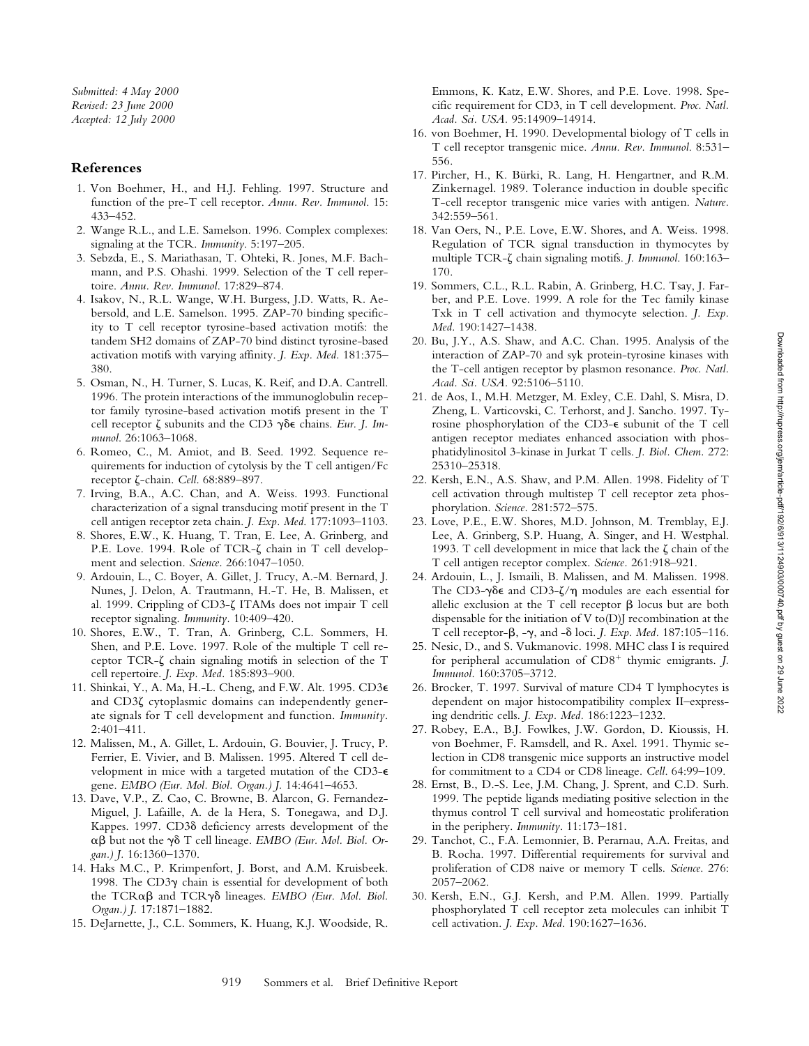*Submitted: 4 May 2000*
*Revised: 23 June 2000*
*Accepted: 12 July 2000*

## References

1. Von Boehmer, H., and H.J. Fehling. 1997. Structure and function of the pre-T cell receptor. *Annu. Rev. Immunol.* 15: 433–452.
2. Wange R.L., and L.E. Samelson. 1996. Complex complexes: signaling at the TCR. *Immunity.* 5:197–205.
3. Sebzda, E., S. Mariathasan, T. Ohteki, R. Jones, M.F. Bachmann, and P.S. Ohashi. 1999. Selection of the T cell repertoire. *Annu. Rev. Immunol.* 17:829–874.
4. Isakov, N., R.L. Wange, W.H. Burgess, J.D. Watts, R. Aebersold, and L.E. Samelson. 1995. ZAP-70 binding specificity to T cell receptor tyrosine-based activation motifs: the tandem SH2 domains of ZAP-70 bind distinct tyrosine-based activation motifs with varying affinity. *J. Exp. Med.* 181:375–380.
5. Osman, N., H. Turner, S. Lucas, K. Reif, and D.A. Cantrell. 1996. The protein interactions of the immunoglobulin receptor family tyrosine-based activation motifs present in the T cell receptor ζ subunits and the CD3 γδε chains. *Eur. J. Immunol.* 26:1063–1068.
6. Romeo, C., M. Amiot, and B. Seed. 1992. Sequence requirements for induction of cytolysis by the T cell antigen/Fc receptor ζ-chain. *Cell.* 68:889–897.
7. Irving, B.A., A.C. Chan, and A. Weiss. 1993. Functional characterization of a signal transducing motif present in the T cell antigen receptor zeta chain. *J. Exp. Med.* 177:1093–1103.
8. Shores, E.W., K. Huang, T. Tran, E. Lee, A. Grinberg, and P.E. Love. 1994. Role of TCR-ζ chain in T cell development and selection. *Science.* 266:1047–1050.
9. Ardouin, L., C. Boyer, A. Gillet, J. Trucy, A.-M. Bernard, J. Nunes, J. Delon, A. Trautmann, H.-T. He, B. Malissen, et al. 1999. Crippling of CD3-ζ ITAMs does not impair T cell receptor signaling. *Immunity.* 10:409–420.
10. Shores, E.W., T. Tran, A. Grinberg, C.L. Sommers, H. Shen, and P.E. Love. 1997. Role of the multiple T cell receptor TCR-ζ chain signaling motifs in selection of the T cell repertoire. *J. Exp. Med.* 185:893–900.
11. Shinkai, Y., A. Ma, H.-L. Cheng, and F.W. Alt. 1995. CD3ε and CD3ζ cytoplasmic domains can independently generate signals for T cell development and function. *Immunity.* 2:401–411.
12. Malissen, M., A. Gillet, L. Ardouin, G. Bouvier, J. Trucy, P. Ferrier, E. Vivier, and B. Malissen. 1995. Altered T cell development in mice with a targeted mutation of the CD3-ε gene. *EMBO (Eur. Mol. Biol. Organ.) J.* 14:4641–4653.
13. Dave, V.P., Z. Cao, C. Browne, B. Alarcon, G. Fernandez-Miguel, J. Lafaille, A. de la Hera, S. Tonegawa, and D.J. Kappes. 1997. CD3δ deficiency arrests development of the αβ but not the γδ T cell lineage. *EMBO (Eur. Mol. Biol. Organ.) J.* 16:1360–1370.
14. Haks M.C., P. Krimpenfort, J. Borst, and A.M. Kruisbeek. 1998. The CD3γ chain is essential for development of both the TCRαβ and TCRγδ lineages. *EMBO (Eur. Mol. Biol. Organ.) J.* 17:1871–1882.
15. DeJarnette, J., C.L. Sommers, K. Huang, K.J. Woodside, R. Emmons, K. Katz, E.W. Shores, and P.E. Love. 1998. Specific requirement for CD3ε in T cell development. *Proc. Natl. Acad. Sci. USA.* 95:14909–14914.
16. von Boehmer, H. 1990. Developmental biology of T cells in T cell receptor transgenic mice. *Annu. Rev. Immunol.* 8:531–556.
17. Pircher, H., K. Bürki, R. Lang, H. Hengartner, and R.M. Zinkernagel. 1989. Tolerance induction in double specific T-cell receptor transgenic mice varies with antigen. *Nature.* 342:559–561.
18. Van Oers, N., P.E. Love, E.W. Shores, and A. Weiss. 1998. Regulation of TCR signal transduction in thymocytes by multiple TCR-ζ chain signaling motifs. *J. Immunol.* 160:163–170.
19. Sommers, C.L., R.L. Rabin, A. Grinberg, H.C. Tsay, J. Farber, and P.E. Love. 1999. A role for the Tec family kinase Txk in T cell activation and thymocyte selection. *J. Exp. Med.* 190:1427–1438.
20. Bu, J.Y., A.S. Shaw, and A.C. Chan. 1995. Analysis of the interaction of ZAP-70 and syk protein-tyrosine kinases with the T-cell antigen receptor by plasmon resonance. *Proc. Natl. Acad. Sci. USA.* 92:5106–5110.
21. de Aos, I., M.H. Metzger, M. Exley, C.E. Dahl, S. Misra, D. Zheng, L. Varticovski, C. Terhorst, and J. Sancho. 1997. Tyrosine phosphorylation of the CD3-ε subunit of the T cell antigen receptor mediates enhanced association with phosphatidylinositol 3-kinase in Jurkat T cells. *J. Biol. Chem.* 272: 25310–25318.
22. Kersh, E.N., A.S. Shaw, and P.M. Allen. 1998. Fidelity of T cell activation through multistep T cell receptor zeta phosphorylation. *Science.* 281:572–575.
23. Love, P.E., E.W. Shores, M.D. Johnson, M. Tremblay, E.J. Lee, A. Grinberg, S.P. Huang, A. Singer, and H. Westphal. 1993. T cell development in mice that lack the ζ chain of the T cell antigen receptor complex. *Science.* 261:918–921.
24. Ardouin, L., J. Ismaili, B. Malissen, and M. Malissen. 1998. The CD3-γδε and CD3-ζ/η modules are each essential for allelic exclusion at the T cell receptor β locus but are both dispensable for the initiation of V to(D)J recombination at the T cell receptor-β, -γ, and -δ loci. *J. Exp. Med.* 187:105–116.
25. Nesic, D., and S. Vukmanovic. 1998. MHC class I is required for peripheral accumulation of CD8+ thymic emigrants. *J. Immunol.* 160:3705–3712.
26. Brocker, T. 1997. Survival of mature CD4 T lymphocytes is dependent on major histocompatibility complex II–expressing dendritic cells. *J. Exp. Med.* 186:1223–1232.
27. Robey, E.A., B.J. Fowlkes, J.W. Gordon, D. Kioussis, H. von Boehmer, F. Ramsdell, and R. Axel. 1991. Thymic selection in CD8 transgenic mice supports an instructive model for commitment to a CD4 or CD8 lineage. *Cell.* 64:99–109.
28. Ernst, B., D.-S. Lee, J.M. Chang, J. Sprent, and C.D. Surh. 1999. The peptide ligands mediating positive selection in the thymus control T cell survival and homeostatic proliferation in the periphery. *Immunity.* 11:173–181.
29. Tanchot, C., F.A. Lemonnier, B. Perarnau, A.A. Freitas, and B. Rocha. 1997. Differential requirements for survival and proliferation of CD8 naive or memory T cells. *Science.* 276: 2057–2062.
30. Kersh, E.N., G.J. Kersh, and P.M. Allen. 1999. Partially phosphorylated T cell receptor zeta molecules can inhibit T cell activation. *J. Exp. Med.* 190:1627–1636.